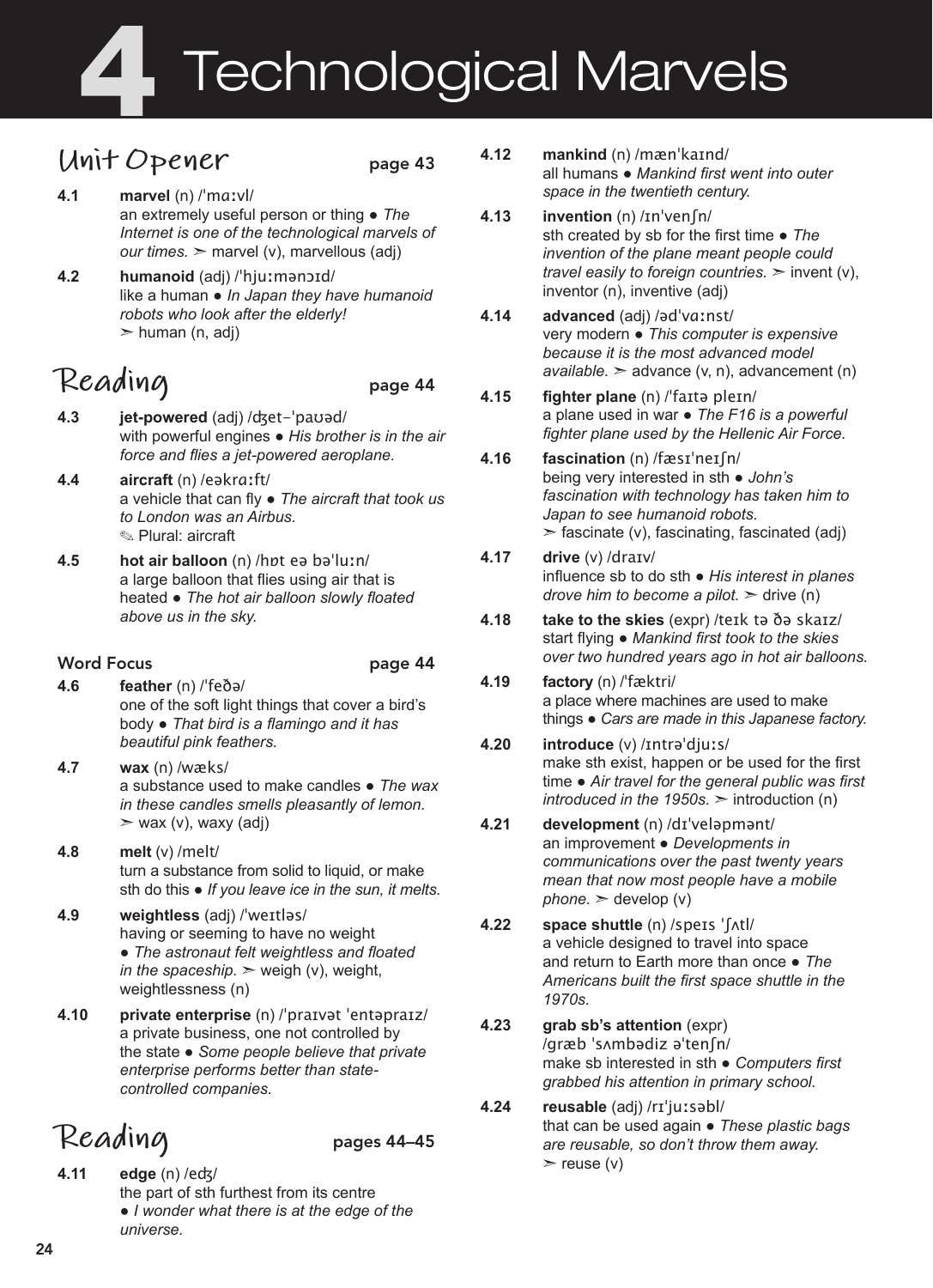# 4 Technological Marvels

## Unit Opener page 43

**4.1** **marvel** (n) /ˈmɑːvl/
an extremely useful person or thing ● *The Internet is one of the technological marvels of our times.* ➣ marvel (v), marvellous (adj)

**4.2** **humanoid** (adj) /ˈhjuːmənɔɪd/
like a human ● *In Japan they have humanoid robots who look after the elderly!*
➣ human (n, adj)

## Reading page 44

**4.3** **jet-powered** (adj) /ʤet-ˈpaʊəd/
with powerful engines ● *His brother is in the air force and flies a jet-powered aeroplane.*

**4.4** **aircraft** (n) /eəkrɑːft/
a vehicle that can fly ● *The aircraft that took us to London was an Airbus.*
✎ Plural: aircraft

**4.5** **hot air balloon** (n) /hɒt eə bəˈluːn/
a large balloon that flies using air that is heated ● *The hot air balloon slowly floated above us in the sky.*

### Word Focus page 44

**4.6** **feather** (n) /ˈfeðə/
one of the soft light things that cover a bird's body ● *That bird is a flamingo and it has beautiful pink feathers.*

**4.7** **wax** (n) /wæks/
a substance used to make candles ● *The wax in these candles smells pleasantly of lemon.*
➣ wax (v), waxy (adj)

**4.8** **melt** (v) /melt/
turn a substance from solid to liquid, or make sth do this ● *If you leave ice in the sun, it melts.*

**4.9** **weightless** (adj) /ˈweɪtləs/
having or seeming to have no weight
● *The astronaut felt weightless and floated in the spaceship.* ➣ weigh (v), weight, weightlessness (n)

**4.10** **private enterprise** (n) /ˈpraɪvət ˈentəpraɪz/
a private business, one not controlled by the state ● *Some people believe that private enterprise performs better than state-controlled companies.*

## Reading pages 44–45

**4.11** **edge** (n) /eʤ/
the part of sth furthest from its centre
● *I wonder what there is at the edge of the universe.*

**4.12** **mankind** (n) /mænˈkaɪnd/
all humans ● *Mankind first went into outer space in the twentieth century.*

**4.13** **invention** (n) /ɪnˈvenʃn/
sth created by sb for the first time ● *The invention of the plane meant people could travel easily to foreign countries.* ➣ invent (v), inventor (n), inventive (adj)

**4.14** **advanced** (adj) /ədˈvɑːnst/
very modern ● *This computer is expensive because it is the most advanced model available.* ➣ advance (v, n), advancement (n)

**4.15** **fighter plane** (n) /ˈfaɪtə pleɪn/
a plane used in war ● *The F16 is a powerful fighter plane used by the Hellenic Air Force.*

**4.16** **fascination** (n) /fæsɪˈneɪʃn/
being very interested in sth ● *John's fascination with technology has taken him to Japan to see humanoid robots.*
➣ fascinate (v), fascinating, fascinated (adj)

**4.17** **drive** (v) /draɪv/
influence sb to do sth ● *His interest in planes drove him to become a pilot.* ➣ drive (n)

**4.18** **take to the skies** (expr) /teɪk tə ðə skaɪz/
start flying ● *Mankind first took to the skies over two hundred years ago in hot air balloons.*

**4.19** **factory** (n) /ˈfæktri/
a place where machines are used to make things ● *Cars are made in this Japanese factory.*

**4.20** **introduce** (v) /ɪntrəˈdjuːs/
make sth exist, happen or be used for the first time ● *Air travel for the general public was first introduced in the 1950s.* ➣ introduction (n)

**4.21** **development** (n) /dɪˈveləpmənt/
an improvement ● *Developments in communications over the past twenty years mean that now most people have a mobile phone.* ➣ develop (v)

**4.22** **space shuttle** (n) /speɪs ˈʃʌtl/
a vehicle designed to travel into space and return to Earth more than once ● *The Americans built the first space shuttle in the 1970s.*

**4.23** **grab sb's attention** (expr)
/græb ˈsʌmbədiz əˈtenʃn/
make sb interested in sth ● *Computers first grabbed his attention in primary school.*

**4.24** **reusable** (adj) /rɪˈjuːsəbl/
that can be used again ● *These plastic bags are reusable, so don't throw them away.*
➣ reuse (v)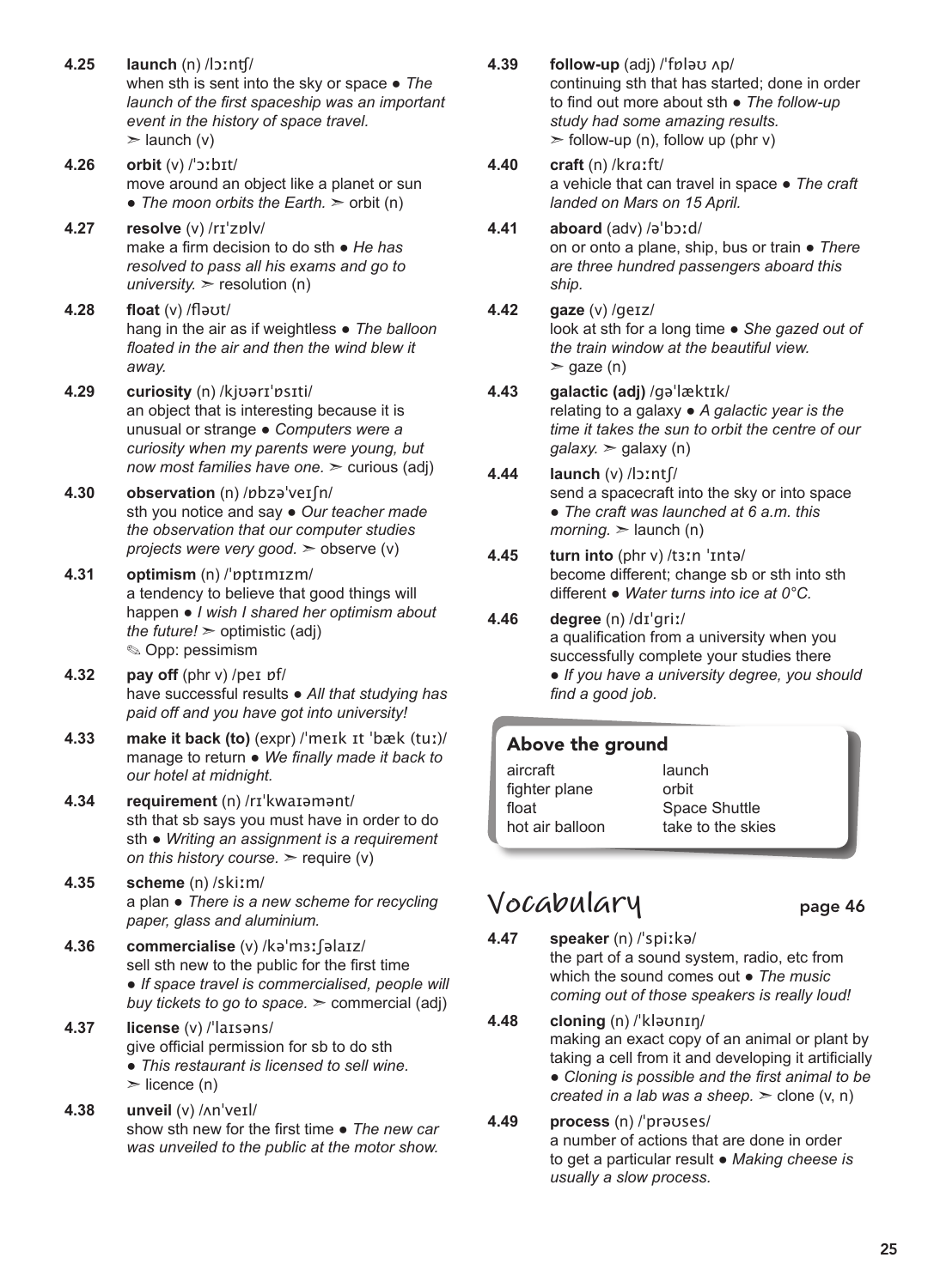**4.25** **launch** (n) /lɔːntʃ/
when sth is sent into the sky or space ● *The launch of the first spaceship was an important event in the history of space travel.*
➢ launch (v)

**4.26** **orbit** (v) /ˈɔːbɪt/
move around an object like a planet or sun ● *The moon orbits the Earth.* ➢ orbit (n)

**4.27** **resolve** (v) /rɪˈzɒlv/
make a firm decision to do sth ● *He has resolved to pass all his exams and go to university.* ➢ resolution (n)

**4.28** **float** (v) /fləʊt/
hang in the air as if weightless ● *The balloon floated in the air and then the wind blew it away.*

**4.29** **curiosity** (n) /kjʊərɪˈɒsɪti/
an object that is interesting because it is unusual or strange ● *Computers were a curiosity when my parents were young, but now most families have one.* ➢ curious (adj)

**4.30** **observation** (n) /ɒbzəˈveɪʃn/
sth you notice and say ● *Our teacher made the observation that our computer studies projects were very good.* ➢ observe (v)

**4.31** **optimism** (n) /ˈɒptɪmɪzm/
a tendency to believe that good things will happen ● *I wish I shared her optimism about the future!* ➢ optimistic (adj)
✎ Opp: pessimism

**4.32** **pay off** (phr v) /peɪ ɒf/
have successful results ● *All that studying has paid off and you have got into university!*

**4.33** **make it back (to)** (expr) /ˈmeɪk ɪt ˈbæk (tuː)/
manage to return ● *We finally made it back to our hotel at midnight.*

**4.34** **requirement** (n) /rɪˈkwaɪəmənt/
sth that sb says you must have in order to do sth ● *Writing an assignment is a requirement on this history course.* ➢ require (v)

**4.35** **scheme** (n) /skiːm/
a plan ● *There is a new scheme for recycling paper, glass and aluminium.*

**4.36** **commercialise** (v) /kəˈmɜːʃəlaɪz/
sell sth new to the public for the first time ● *If space travel is commercialised, people will buy tickets to go to space.* ➢ commercial (adj)

**4.37** **license** (v) /ˈlaɪsəns/
give official permission for sb to do sth ● *This restaurant is licensed to sell wine.*
➢ licence (n)

**4.38** **unveil** (v) /ʌnˈveɪl/
show sth new for the first time ● *The new car was unveiled to the public at the motor show.*

**4.39** **follow-up** (adj) /ˈfɒləʊ ʌp/
continuing sth that has started; done in order to find out more about sth ● *The follow-up study had some amazing results.*
➢ follow-up (n), follow up (phr v)

**4.40** **craft** (n) /krɑːft/
a vehicle that can travel in space ● *The craft landed on Mars on 15 April.*

**4.41** **aboard** (adv) /əˈbɔːd/
on or onto a plane, ship, bus or train ● *There are three hundred passengers aboard this ship.*

**4.42** **gaze** (v) /geɪz/
look at sth for a long time ● *She gazed out of the train window at the beautiful view.*
➢ gaze (n)

**4.43** **galactic (adj)** /gəˈlæktɪk/
relating to a galaxy ● *A galactic year is the time it takes the sun to orbit the centre of our galaxy.* ➢ galaxy (n)

**4.44** **launch** (v) /lɔːntʃ/
send a spacecraft into the sky or into space ● *The craft was launched at 6 a.m. this morning.* ➢ launch (n)

**4.45** **turn into** (phr v) /tɜːn ˈɪntə/
become different; change sb or sth into sth different ● *Water turns into ice at 0°C.*

**4.46** **degree** (n) /dɪˈgriː/
a qualification from a university when you successfully complete your studies there ● *If you have a university degree, you should find a good job.*

### Above the ground

| | |
|---|---|
| aircraft | launch |
| fighter plane | orbit |
| float | Space Shuttle |
| hot air balloon | take to the skies |

## Vocabulary

page 46

**4.47** **speaker** (n) /ˈspiːkə/
the part of a sound system, radio, etc from which the sound comes out ● *The music coming out of those speakers is really loud!*

**4.48** **cloning** (n) /ˈkləʊnɪŋ/
making an exact copy of an animal or plant by taking a cell from it and developing it artificially ● *Cloning is possible and the first animal to be created in a lab was a sheep.* ➢ clone (v, n)

**4.49** **process** (n) /ˈprəʊses/
a number of actions that are done in order to get a particular result ● *Making cheese is usually a slow process.*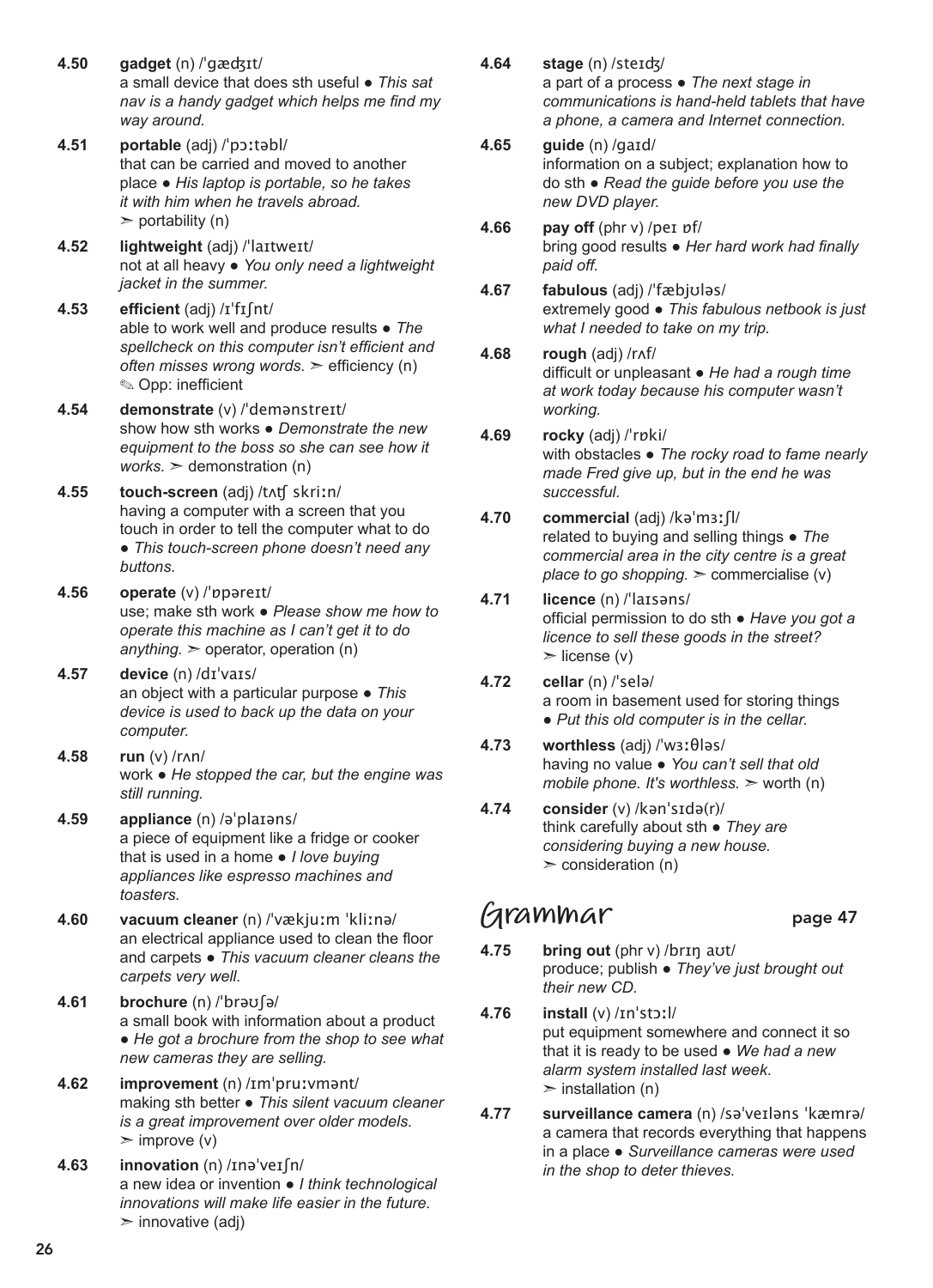**4.50** **gadget** (n) /ˈɡædʒɪt/
a small device that does sth useful ● *This sat nav is a handy gadget which helps me find my way around.*

**4.51** **portable** (adj) /ˈpɔːtəbl/
that can be carried and moved to another place ● *His laptop is portable, so he takes it with him when he travels abroad.*
➣ portability (n)

**4.52** **lightweight** (adj) /ˈlaɪtweɪt/
not at all heavy ● *You only need a lightweight jacket in the summer.*

**4.53** **efficient** (adj) /ɪˈfɪʃnt/
able to work well and produce results ● *The spellcheck on this computer isn't efficient and often misses wrong words.* ➣ efficiency (n)
✎ Opp: inefficient

**4.54** **demonstrate** (v) /ˈdemənstreɪt/
show how sth works ● *Demonstrate the new equipment to the boss so she can see how it works.* ➣ demonstration (n)

**4.55** **touch-screen** (adj) /tʌtʃ skriːn/
having a computer with a screen that you touch in order to tell the computer what to do ● *This touch-screen phone doesn't need any buttons.*

**4.56** **operate** (v) /ˈɒpəreɪt/
use; make sth work ● *Please show me how to operate this machine as I can't get it to do anything.* ➣ operator, operation (n)

**4.57** **device** (n) /dɪˈvaɪs/
an object with a particular purpose ● *This device is used to back up the data on your computer.*

**4.58** **run** (v) /rʌn/
work ● *He stopped the car, but the engine was still running.*

**4.59** **appliance** (n) /əˈplaɪəns/
a piece of equipment like a fridge or cooker that is used in a home ● *I love buying appliances like espresso machines and toasters.*

**4.60** **vacuum cleaner** (n) /ˈvækjuːm ˈkliːnə/
an electrical appliance used to clean the floor and carpets ● *This vacuum cleaner cleans the carpets very well.*

**4.61** **brochure** (n) /ˈbrəʊʃə/
a small book with information about a product ● *He got a brochure from the shop to see what new cameras they are selling.*

**4.62** **improvement** (n) /ɪmˈpruːvmənt/
making sth better ● *This silent vacuum cleaner is a great improvement over older models.*
➣ improve (v)

**4.63** **innovation** (n) /ɪnəˈveɪʃn/
a new idea or invention ● *I think technological innovations will make life easier in the future.*
➣ innovative (adj)

**4.64** **stage** (n) /steɪdʒ/
a part of a process ● *The next stage in communications is hand-held tablets that have a phone, a camera and Internet connection.*

**4.65** **guide** (n) /ɡaɪd/
information on a subject; explanation how to do sth ● *Read the guide before you use the new DVD player.*

**4.66** **pay off** (phr v) /peɪ ɒf/
bring good results ● *Her hard work had finally paid off.*

**4.67** **fabulous** (adj) /ˈfæbjʊləs/
extremely good ● *This fabulous netbook is just what I needed to take on my trip.*

**4.68** **rough** (adj) /rʌf/
difficult or unpleasant ● *He had a rough time at work today because his computer wasn't working.*

**4.69** **rocky** (adj) /ˈrɒki/
with obstacles ● *The rocky road to fame nearly made Fred give up, but in the end he was successful.*

**4.70** **commercial** (adj) /kəˈmɜːʃl/
related to buying and selling things ● *The commercial area in the city centre is a great place to go shopping.* ➣ commercialise (v)

**4.71** **licence** (n) /ˈlaɪsəns/
official permission to do sth ● *Have you got a licence to sell these goods in the street?*
➣ license (v)

**4.72** **cellar** (n) /ˈselə/
a room in basement used for storing things
● *Put this old computer is in the cellar.*

**4.73** **worthless** (adj) /ˈwɜːθləs/
having no value ● *You can't sell that old mobile phone. It's worthless.* ➣ worth (n)

**4.74** **consider** (v) /kənˈsɪdə(r)/
think carefully about sth ● *They are considering buying a new house.*
➣ consideration (n)

## Grammar page 47

**4.75** **bring out** (phr v) /brɪŋ aʊt/
produce; publish ● *They've just brought out their new CD.*

**4.76** **install** (v) /ɪnˈstɔːl/
put equipment somewhere and connect it so that it is ready to be used ● *We had a new alarm system installed last week.*
➣ installation (n)

**4.77** **surveillance camera** (n) /səˈveɪləns ˈkæmrə/
a camera that records everything that happens in a place ● *Surveillance cameras were used in the shop to deter thieves.*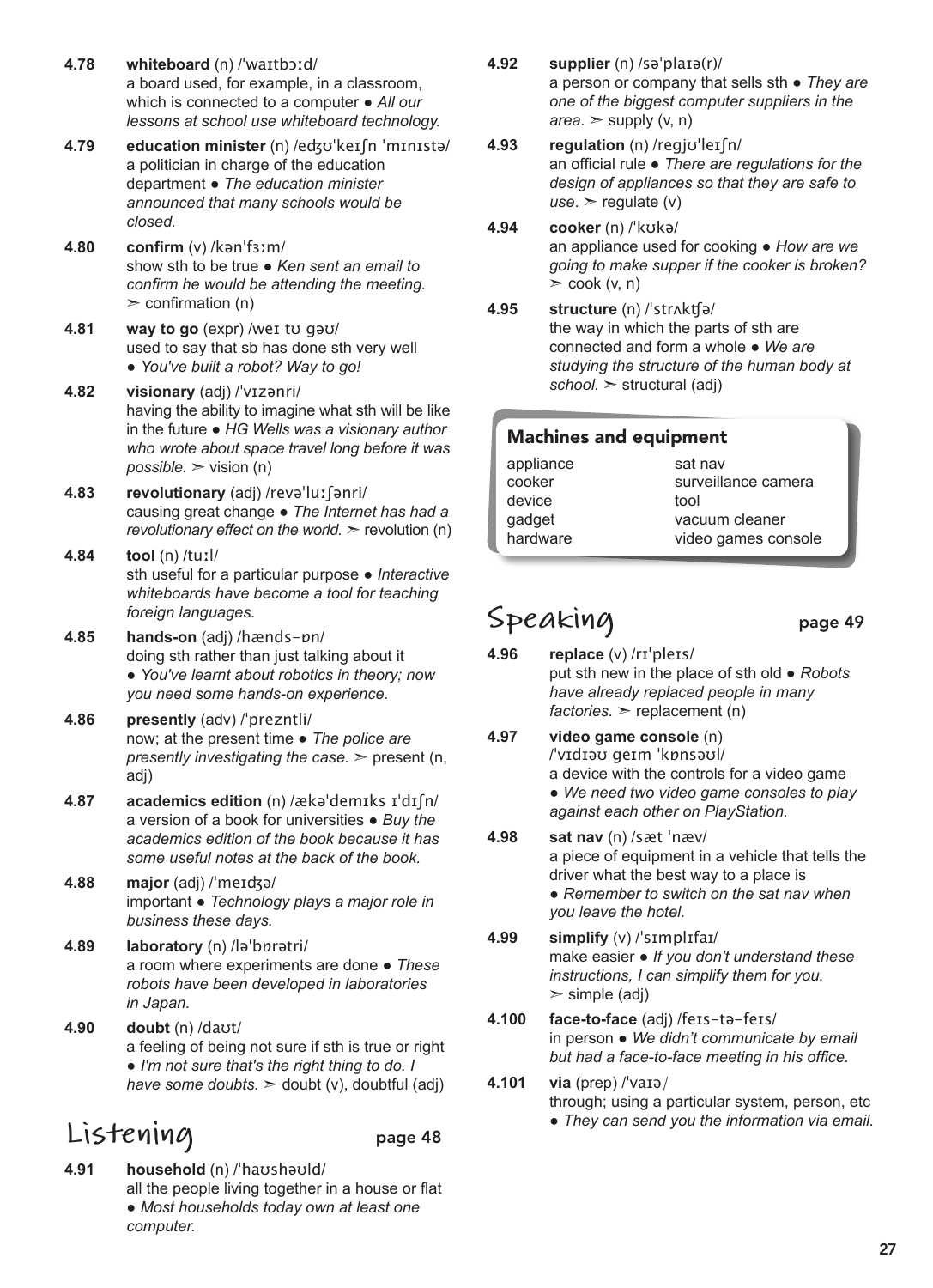**4.78** **whiteboard** (n) /ˈwaɪtbɔːd/
a board used, for example, in a classroom, which is connected to a computer ● *All our lessons at school use whiteboard technology.*

**4.79** **education minister** (n) /edʒʊˈkeɪʃn ˈmɪnɪstə/
a politician in charge of the education department ● *The education minister announced that many schools would be closed.*

**4.80** **confirm** (v) /kənˈfɜːm/
show sth to be true ● *Ken sent an email to confirm he would be attending the meeting.* ➢ confirmation (n)

**4.81** **way to go** (expr) /weɪ tʊ gəʊ/
used to say that sb has done sth very well ● *You've built a robot? Way to go!*

**4.82** **visionary** (adj) /ˈvɪzənri/
having the ability to imagine what sth will be like in the future ● *HG Wells was a visionary author who wrote about space travel long before it was possible.* ➢ vision (n)

**4.83** **revolutionary** (adj) /revəˈluːʃənri/
causing great change ● *The Internet has had a revolutionary effect on the world.* ➢ revolution (n)

**4.84** **tool** (n) /tuːl/
sth useful for a particular purpose ● *Interactive whiteboards have become a tool for teaching foreign languages.*

**4.85** **hands-on** (adj) /hænds-ɒn/
doing sth rather than just talking about it ● *You've learnt about robotics in theory; now you need some hands-on experience.*

**4.86** **presently** (adv) /ˈpreznt​li/
now; at the present time ● *The police are presently investigating the case.* ➢ present (n, adj)

**4.87** **academics edition** (n) /ækəˈdemɪks ɪˈdɪʃn/
a version of a book for universities ● *Buy the academics edition of the book because it has some useful notes at the back of the book.*

**4.88** **major** (adj) /ˈmeɪdʒə/
important ● *Technology plays a major role in business these days.*

**4.89** **laboratory** (n) /ləˈbɒrətri/
a room where experiments are done ● *These robots have been developed in laboratories in Japan.*

**4.90** **doubt** (n) /daʊt/
a feeling of being not sure if sth is true or right ● *I'm not sure that's the right thing to do. I have some doubts.* ➢ doubt (v), doubtful (adj)

## Listening — page 48

**4.91** **household** (n) /ˈhaʊshəʊld/
all the people living together in a house or flat ● *Most households today own at least one computer.*

**4.92** **supplier** (n) /səˈplaɪə(r)/
a person or company that sells sth ● *They are one of the biggest computer suppliers in the area.* ➢ supply (v, n)

**4.93** **regulation** (n) /regjʊˈleɪʃn/
an official rule ● *There are regulations for the design of appliances so that they are safe to use.* ➢ regulate (v)

**4.94** **cooker** (n) /ˈkʊkə/
an appliance used for cooking ● *How are we going to make supper if the cooker is broken?* ➢ cook (v, n)

**4.95** **structure** (n) /ˈstrʌktʃə/
the way in which the parts of sth are connected and form a whole ● *We are studying the structure of the human body at school.* ➢ structural (adj)

### Machines and equipment

| | |
|---|---|
| appliance | sat nav |
| cooker | surveillance camera |
| device | tool |
| gadget | vacuum cleaner |
| hardware | video games console |

## Speaking — page 49

**4.96** **replace** (v) /rɪˈpleɪs/
put sth new in the place of sth old ● *Robots have already replaced people in many factories.* ➢ replacement (n)

**4.97** **video game console** (n) /ˈvɪdɪəʊ geɪm ˈkɒnsəʊl/
a device with the controls for a video game ● *We need two video game consoles to play against each other on PlayStation.*

**4.98** **sat nav** (n) /sæt ˈnæv/
a piece of equipment in a vehicle that tells the driver what the best way to a place is ● *Remember to switch on the sat nav when you leave the hotel.*

**4.99** **simplify** (v) /ˈsɪmplɪfaɪ/
make easier ● *If you don't understand these instructions, I can simplify them for you.* ➢ simple (adj)

**4.100** **face-to-face** (adj) /feɪs-tə-feɪs/
in person ● *We didn't communicate by email but had a face-to-face meeting in his office.*

**4.101** **via** (prep) /ˈvaɪə/
through; using a particular system, person, etc ● *They can send you the information via email.*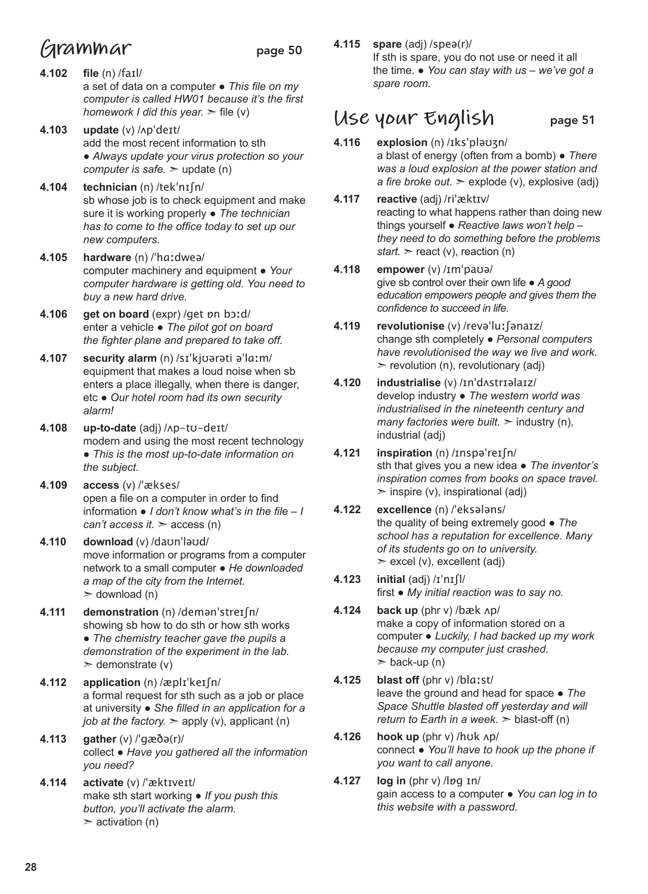## Grammar page 50

**4.102** **file** (n) /faɪl/
a set of data on a computer ● *This file on my computer is called HW01 because it's the first homework I did this year.* ➢ file (v)

**4.103** **update** (v) /ʌpˈdeɪt/
add the most recent information to sth ● *Always update your virus protection so your computer is safe.* ➢ update (n)

**4.104** **technician** (n) /tekˈnɪʃn/
sb whose job is to check equipment and make sure it is working properly ● *The technician has to come to the office today to set up our new computers.*

**4.105** **hardware** (n) /ˈhɑːdweə/
computer machinery and equipment ● *Your computer hardware is getting old. You need to buy a new hard drive.*

**4.106** **get on board** (expr) /get ɒn bɔːd/
enter a vehicle ● *The pilot got on board the fighter plane and prepared to take off.*

**4.107** **security alarm** (n) /sɪˈkjʊərəti əˈlɑːm/
equipment that makes a loud noise when sb enters a place illegally, when there is danger, etc ● *Our hotel room had its own security alarm!*

**4.108** **up-to-date** (adj) /ʌp-tʊ-deɪt/
modern and using the most recent technology ● *This is the most up-to-date information on the subject.*

**4.109** **access** (v) /ˈækses/
open a file on a computer in order to find information ● *I don't know what's in the file – I can't access it.* ➢ access (n)

**4.110** **download** (v) /daʊnˈləʊd/
move information or programs from a computer network to a small computer ● *He downloaded a map of the city from the Internet.* ➢ download (n)

**4.111** **demonstration** (n) /demənˈstreɪʃn/
showing sb how to do sth or how sth works ● *The chemistry teacher gave the pupils a demonstration of the experiment in the lab.* ➢ demonstrate (v)

**4.112** **application** (n) /æplɪˈkeɪʃn/
a formal request for sth such as a job or place at university ● *She filled in an application for a job at the factory.* ➢ apply (v), applicant (n)

**4.113** **gather** (v) /ˈgæðə(r)/
collect ● *Have you gathered all the information you need?*

**4.114** **activate** (v) /ˈæktɪveɪt/
make sth start working ● *If you push this button, you'll activate the alarm.* ➢ activation (n)

**4.115** **spare** (adj) /speə(r)/
If sth is spare, you do not use or need it all the time. ● *You can stay with us – we've got a spare room.*

## Use your English page 51

**4.116** **explosion** (n) /ɪksˈpləʊʒn/
a blast of energy (often from a bomb) ● *There was a loud explosion at the power station and a fire broke out.* ➢ explode (v), explosive (adj)

**4.117** **reactive** (adj) /riˈæktɪv/
reacting to what happens rather than doing new things yourself ● *Reactive laws won't help – they need to do something before the problems start.* ➢ react (v), reaction (n)

**4.118** **empower** (v) /ɪmˈpaʊə/
give sb control over their own life ● *A good education empowers people and gives them the confidence to succeed in life.*

**4.119** **revolutionise** (v) /revəˈluːʃənaɪz/
change sth completely ● *Personal computers have revolutionised the way we live and work.* ➢ revolution (n), revolutionary (adj)

**4.120** **industrialise** (v) /ɪnˈdʌstrɪəlaɪz/
develop industry ● *The western world was industrialised in the nineteenth century and many factories were built.* ➢ industry (n), industrial (adj)

**4.121** **inspiration** (n) /ɪnspəˈreɪʃn/
sth that gives you a new idea ● *The inventor's inspiration comes from books on space travel.* ➢ inspire (v), inspirational (adj)

**4.122** **excellence** (n) /ˈeksələns/
the quality of being extremely good ● *The school has a reputation for excellence. Many of its students go on to university.* ➢ excel (v), excellent (adj)

**4.123** **initial** (adj) /ɪˈnɪʃl/
first ● *My initial reaction was to say no.*

**4.124** **back up** (phr v) /bæk ʌp/
make a copy of information stored on a computer ● *Luckily, I had backed up my work because my computer just crashed.* ➢ back-up (n)

**4.125** **blast off** (phr v) /blɑːst/
leave the ground and head for space ● *The Space Shuttle blasted off yesterday and will return to Earth in a week.* ➢ blast-off (n)

**4.126** **hook up** (phr v) /hʊk ʌp/
connect ● *You'll have to hook up the phone if you want to call anyone.*

**4.127** **log in** (phr v) /lɒg ɪn/
gain access to a computer ● *You can log in to this website with a password.*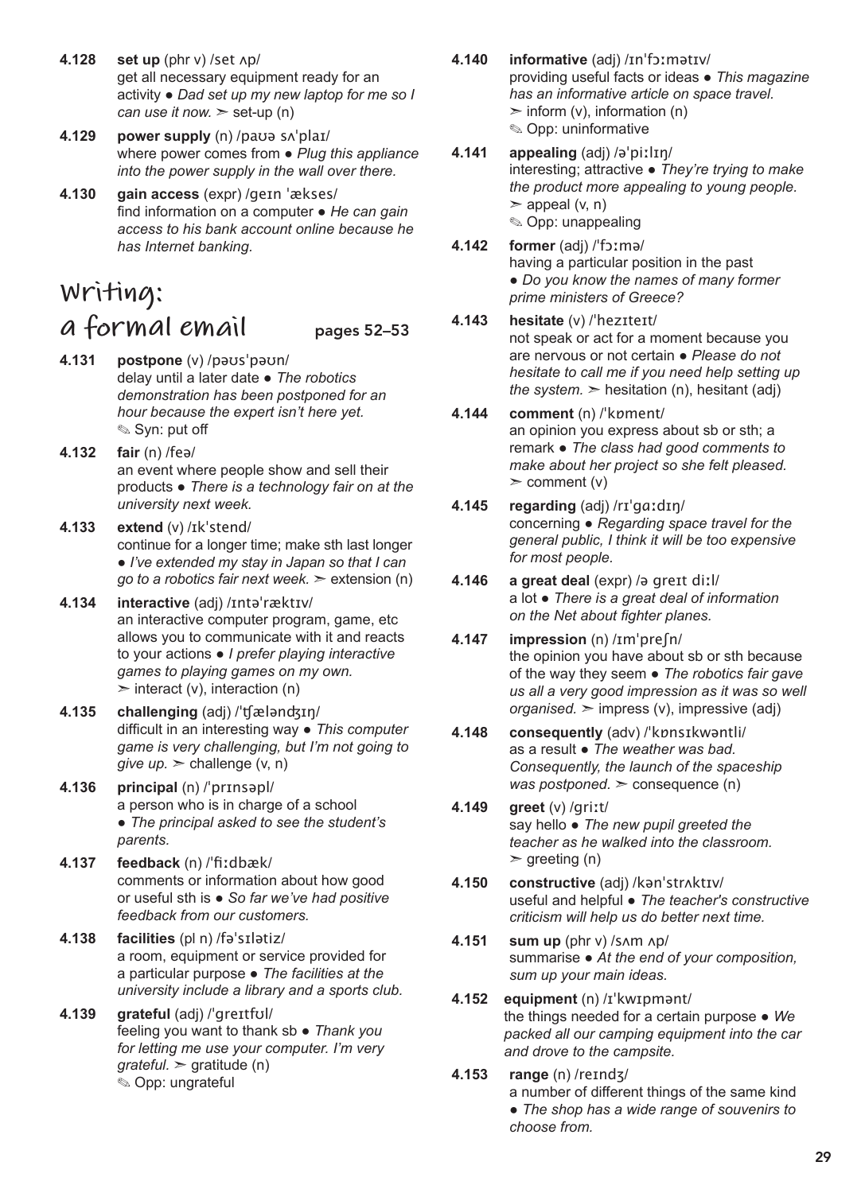**4.128** **set up** (phr v) /set ʌp/
get all necessary equipment ready for an activity ● *Dad set up my new laptop for me so I can use it now.* ➢ set-up (n)

**4.129** **power supply** (n) /paʊə sʌˈplaɪ/
where power comes from ● *Plug this appliance into the power supply in the wall over there.*

**4.130** **gain access** (expr) /geɪn ˈækses/
find information on a computer ● *He can gain access to his bank account online because he has Internet banking.*

## Writing: a formal email pages 52–53

**4.131** **postpone** (v) /pəʊsˈpəʊn/
delay until a later date ● *The robotics demonstration has been postponed for an hour because the expert isn't here yet.*
✎ Syn: put off

**4.132** **fair** (n) /feə/
an event where people show and sell their products ● *There is a technology fair on at the university next week.*

**4.133** **extend** (v) /ɪkˈstend/
continue for a longer time; make sth last longer ● *I've extended my stay in Japan so that I can go to a robotics fair next week.* ➢ extension (n)

**4.134** **interactive** (adj) /ɪntəˈræktɪv/
an interactive computer program, game, etc allows you to communicate with it and reacts to your actions ● *I prefer playing interactive games to playing games on my own.*
➢ interact (v), interaction (n)

**4.135** **challenging** (adj) /ˈʧæləndʒɪŋ/
difficult in an interesting way ● *This computer game is very challenging, but I'm not going to give up.* ➢ challenge (v, n)

**4.136** **principal** (n) /ˈprɪnsəpl/
a person who is in charge of a school
● *The principal asked to see the student's parents.*

**4.137** **feedback** (n) /ˈfiːdbæk/
comments or information about how good or useful sth is ● *So far we've had positive feedback from our customers.*

**4.138** **facilities** (pl n) /fəˈsɪlətiz/
a room, equipment or service provided for a particular purpose ● *The facilities at the university include a library and a sports club.*

**4.139** **grateful** (adj) /ˈgreɪtfʊl/
feeling you want to thank sb ● *Thank you for letting me use your computer. I'm very grateful.* ➢ gratitude (n)
✎ Opp: ungrateful

**4.140** **informative** (adj) /ɪnˈfɔːmətɪv/
providing useful facts or ideas ● *This magazine has an informative article on space travel.*
➢ inform (v), information (n)
✎ Opp: uninformative

**4.141** **appealing** (adj) /əˈpiːlɪŋ/
interesting; attractive ● *They're trying to make the product more appealing to young people.*
➢ appeal (v, n)
✎ Opp: unappealing

**4.142** **former** (adj) /ˈfɔːmə/
having a particular position in the past
● *Do you know the names of many former prime ministers of Greece?*

**4.143** **hesitate** (v) /ˈhezɪteɪt/
not speak or act for a moment because you are nervous or not certain ● *Please do not hesitate to call me if you need help setting up the system.* ➢ hesitation (n), hesitant (adj)

**4.144** **comment** (n) /ˈkɒment/
an opinion you express about sb or sth; a remark ● *The class had good comments to make about her project so she felt pleased.*
➢ comment (v)

**4.145** **regarding** (adj) /rɪˈgɑːdɪŋ/
concerning ● *Regarding space travel for the general public, I think it will be too expensive for most people.*

**4.146** **a great deal** (expr) /ə greɪt diːl/
a lot ● *There is a great deal of information on the Net about fighter planes.*

**4.147** **impression** (n) /ɪmˈpreʃn/
the opinion you have about sb or sth because of the way they seem ● *The robotics fair gave us all a very good impression as it was so well organised.* ➢ impress (v), impressive (adj)

**4.148** **consequently** (adv) /ˈkɒnsɪkwəntli/
as a result ● *The weather was bad. Consequently, the launch of the spaceship was postponed.* ➢ consequence (n)

**4.149** **greet** (v) /griːt/
say hello ● *The new pupil greeted the teacher as he walked into the classroom.*
➢ greeting (n)

**4.150** **constructive** (adj) /kənˈstrʌktɪv/
useful and helpful ● *The teacher's constructive criticism will help us do better next time.*

**4.151** **sum up** (phr v) /sʌm ʌp/
summarise ● *At the end of your composition, sum up your main ideas.*

**4.152** **equipment** (n) /ɪˈkwɪpmənt/
the things needed for a certain purpose ● *We packed all our camping equipment into the car and drove to the campsite.*

**4.153** **range** (n) /reɪndʒ/
a number of different things of the same kind
● *The shop has a wide range of souvenirs to choose from.*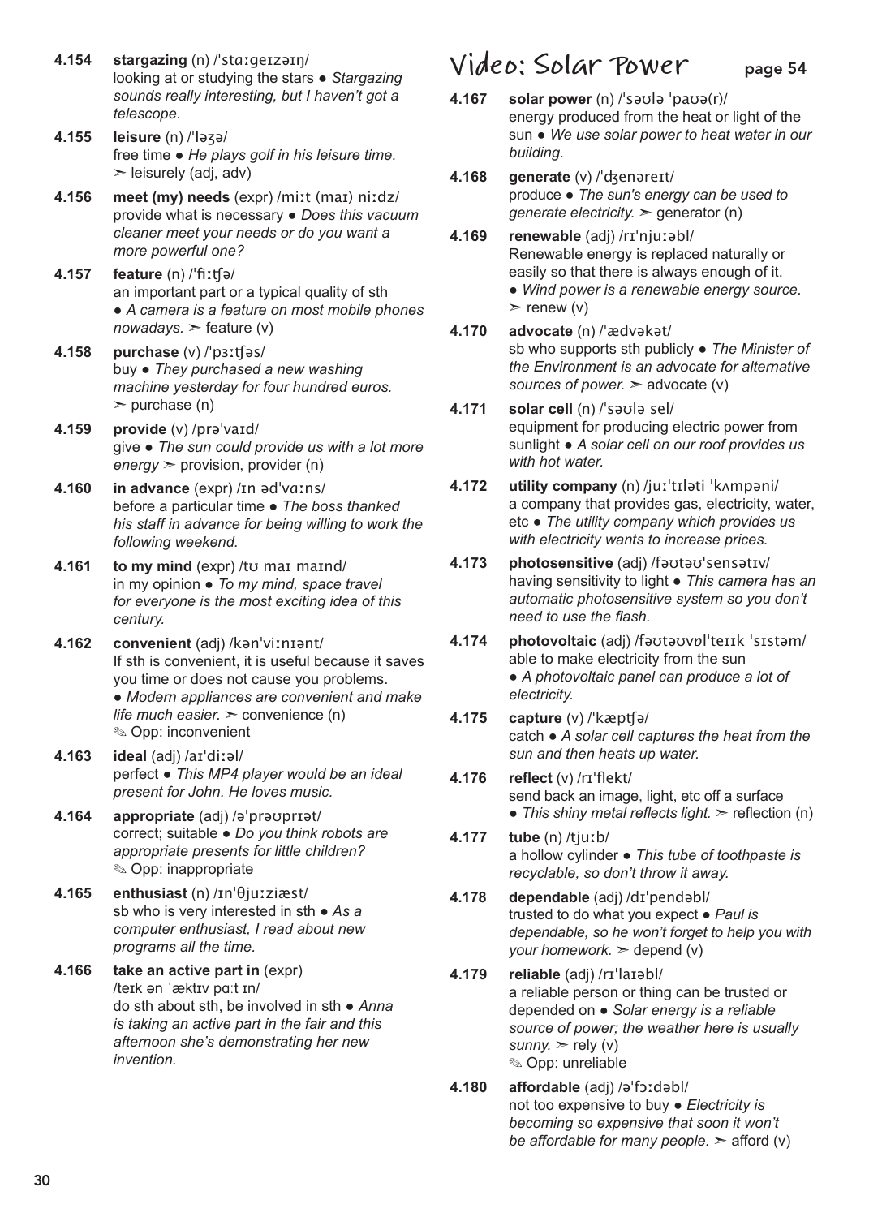**4.154** **stargazing** (n) /ˈstɑːgeɪzəɪŋ/
looking at or studying the stars ● *Stargazing sounds really interesting, but I haven't got a telescope.*

**4.155** **leisure** (n) /ˈləʒə/
free time ● *He plays golf in his leisure time.*
➢ leisurely (adj, adv)

**4.156** **meet (my) needs** (expr) /miːt (maɪ) niːdz/
provide what is necessary ● *Does this vacuum cleaner meet your needs or do you want a more powerful one?*

**4.157** **feature** (n) /ˈfiːʧə/
an important part or a typical quality of sth
● *A camera is a feature on most mobile phones nowadays.* ➢ feature (v)

**4.158** **purchase** (v) /ˈpɜːʧəs/
buy ● *They purchased a new washing machine yesterday for four hundred euros.*
➢ purchase (n)

**4.159** **provide** (v) /prəˈvaɪd/
give ● *The sun could provide us with a lot more energy* ➢ provision, provider (n)

**4.160** **in advance** (expr) /ɪn ədˈvɑːns/
before a particular time ● *The boss thanked his staff in advance for being willing to work the following weekend.*

**4.161** **to my mind** (expr) /tʊ maɪ maɪnd/
in my opinion ● *To my mind, space travel for everyone is the most exciting idea of this century.*

**4.162** **convenient** (adj) /kənˈviːnɪənt/
If sth is convenient, it is useful because it saves you time or does not cause you problems.
● *Modern appliances are convenient and make life much easier.* ➢ convenience (n)
✎ Opp: inconvenient

**4.163** **ideal** (adj) /aɪˈdiːəl/
perfect ● *This MP4 player would be an ideal present for John. He loves music.*

**4.164** **appropriate** (adj) /əˈprəʊprɪət/
correct; suitable ● *Do you think robots are appropriate presents for little children?*
✎ Opp: inappropriate

**4.165** **enthusiast** (n) /ɪnˈθjuːziæst/
sb who is very interested in sth ● *As a computer enthusiast, I read about new programs all the time.*

**4.166** **take an active part in** (expr)
/teɪk ən ˈæktɪv pɑːt ɪn/
do sth about sth, be involved in sth ● *Anna is taking an active part in the fair and this afternoon she's demonstrating her new invention.*

## Video: Solar Power

page 54

**4.167** **solar power** (n) /ˈsəʊlə ˈpaʊə(r)/
energy produced from the heat or light of the sun ● *We use solar power to heat water in our building.*

**4.168** **generate** (v) /ˈʤenəreɪt/
produce ● *The sun's energy can be used to generate electricity.* ➢ generator (n)

**4.169** **renewable** (adj) /rɪˈnjuːəbl/
Renewable energy is replaced naturally or easily so that there is always enough of it.
● *Wind power is a renewable energy source.*
➢ renew (v)

**4.170** **advocate** (n) /ˈædvəkət/
sb who supports sth publicly ● *The Minister of the Environment is an advocate for alternative sources of power.* ➢ advocate (v)

**4.171** **solar cell** (n) /ˈsəʊlə sel/
equipment for producing electric power from sunlight ● *A solar cell on our roof provides us with hot water.*

**4.172** **utility company** (n) /juːˈtɪləti ˈkʌmpəni/
a company that provides gas, electricity, water, etc ● *The utility company which provides us with electricity wants to increase prices.*

**4.173** **photosensitive** (adj) /fəʊtəʊˈsensətɪv/
having sensitivity to light ● *This camera has an automatic photosensitive system so you don't need to use the flash.*

**4.174** **photovoltaic** (adj) /fəʊtəʊvɒlˈteɪɪk ˈsɪstəm/
able to make electricity from the sun
● *A photovoltaic panel can produce a lot of electricity.*

**4.175** **capture** (v) /ˈkæpʧə/
catch ● *A solar cell captures the heat from the sun and then heats up water.*

**4.176** **reflect** (v) /rɪˈflekt/
send back an image, light, etc off a surface
● *This shiny metal reflects light.* ➢ reflection (n)

**4.177** **tube** (n) /tjuːb/
a hollow cylinder ● *This tube of toothpaste is recyclable, so don't throw it away.*

**4.178** **dependable** (adj) /dɪˈpendəbl/
trusted to do what you expect ● *Paul is dependable, so he won't forget to help you with your homework.* ➢ depend (v)

**4.179** **reliable** (adj) /rɪˈlaɪəbl/
a reliable person or thing can be trusted or depended on ● *Solar energy is a reliable source of power; the weather here is usually sunny.* ➢ rely (v)
✎ Opp: unreliable

**4.180** **affordable** (adj) /əˈfɔːdəbl/
not too expensive to buy ● *Electricity is becoming so expensive that soon it won't be affordable for many people.* ➢ afford (v)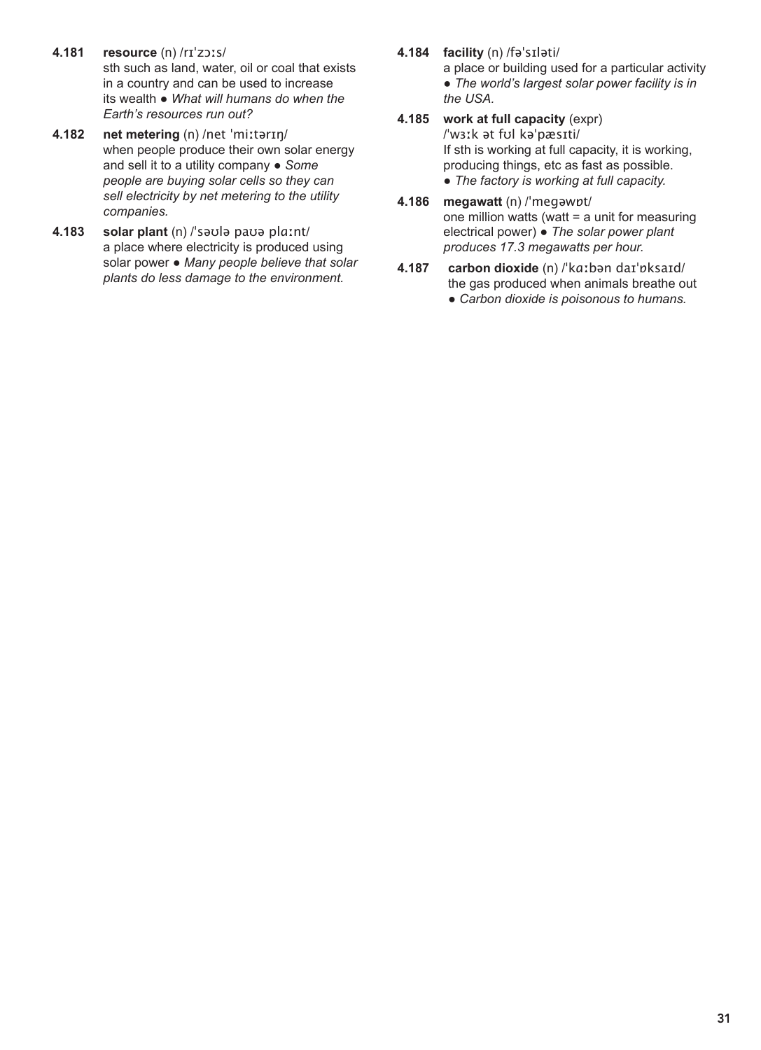**4.181** **resource** (n) /rɪˈzɔːs/
sth such as land, water, oil or coal that exists in a country and can be used to increase its wealth ● *What will humans do when the Earth's resources run out?*

**4.182** **net metering** (n) /net ˈmiːtərɪŋ/
when people produce their own solar energy and sell it to a utility company ● *Some people are buying solar cells so they can sell electricity by net metering to the utility companies.*

**4.183** **solar plant** (n) /ˈsəʊlə paʊə plɑːnt/
a place where electricity is produced using solar power ● *Many people believe that solar plants do less damage to the environment.*

**4.184** **facility** (n) /fəˈsɪləti/
a place or building used for a particular activity ● *The world's largest solar power facility is in the USA.*

**4.185** **work at full capacity** (expr) /ˈwɜːk ət fʊl kəˈpæsɪti/
If sth is working at full capacity, it is working, producing things, etc as fast as possible. ● *The factory is working at full capacity.*

**4.186** **megawatt** (n) /ˈmegəwɒt/
one million watts (watt = a unit for measuring electrical power) ● *The solar power plant produces 17.3 megawatts per hour.*

**4.187** **carbon dioxide** (n) /ˈkɑːbən daɪˈɒksaɪd/
the gas produced when animals breathe out ● *Carbon dioxide is poisonous to humans.*